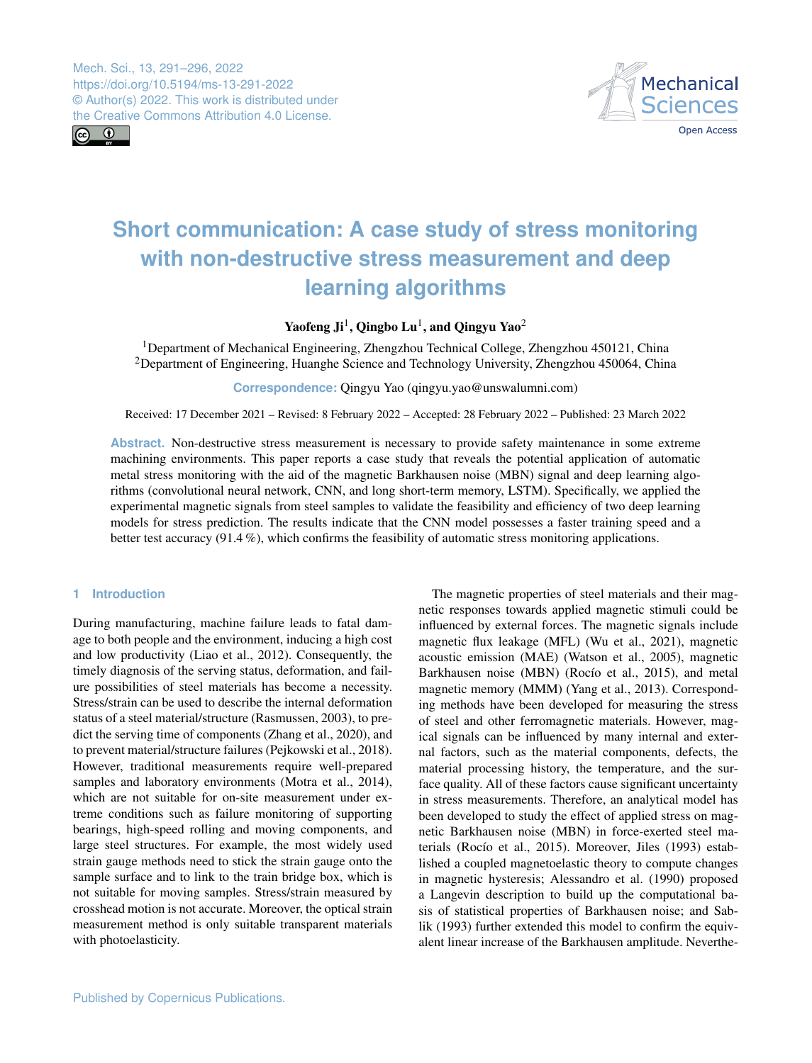Mech. Sci., 13, 291–296, 2022
https://doi.org/10.5194/ms-13-291-2022
© Author(s) 2022. This work is distributed under the Creative Commons Attribution 4.0 License.

# Short communication: A case study of stress monitoring with non-destructive stress measurement and deep learning algorithms

**Yaofeng Ji[1], Qingbo Lu[1], and Qingyu Yao[2]**

[1]Department of Mechanical Engineering, Zhengzhou Technical College, Zhengzhou 450121, China
[2]Department of Engineering, Huanghe Science and Technology University, Zhengzhou 450064, China

**Correspondence:** Qingyu Yao (qingyu.yao@unswalumni.com)

Received: 17 December 2021 – Revised: 8 February 2022 – Accepted: 28 February 2022 – Published: 23 March 2022

**Abstract.** Non-destructive stress measurement is necessary to provide safety maintenance in some extreme machining environments. This paper reports a case study that reveals the potential application of automatic metal stress monitoring with the aid of the magnetic Barkhausen noise (MBN) signal and deep learning algorithms (convolutional neural network, CNN, and long short-term memory, LSTM). Specifically, we applied the experimental magnetic signals from steel samples to validate the feasibility and efficiency of two deep learning models for stress prediction. The results indicate that the CNN model possesses a faster training speed and a better test accuracy (91.4 %), which confirms the feasibility of automatic stress monitoring applications.

## 1 Introduction

During manufacturing, machine failure leads to fatal damage to both people and the environment, inducing a high cost and low productivity (Liao et al., 2012). Consequently, the timely diagnosis of the serving status, deformation, and failure possibilities of steel materials has become a necessity. Stress/strain can be used to describe the internal deformation status of a steel material/structure (Rasmussen, 2003), to predict the serving time of components (Zhang et al., 2020), and to prevent material/structure failures (Pejkowski et al., 2018). However, traditional measurements require well-prepared samples and laboratory environments (Motra et al., 2014), which are not suitable for on-site measurement under extreme conditions such as failure monitoring of supporting bearings, high-speed rolling and moving components, and large steel structures. For example, the most widely used strain gauge methods need to stick the strain gauge onto the sample surface and to link to the train bridge box, which is not suitable for moving samples. Stress/strain measured by crosshead motion is not accurate. Moreover, the optical strain measurement method is only suitable transparent materials with photoelasticity.

The magnetic properties of steel materials and their magnetic responses towards applied magnetic stimuli could be influenced by external forces. The magnetic signals include magnetic flux leakage (MFL) (Wu et al., 2021), magnetic acoustic emission (MAE) (Watson et al., 2005), magnetic Barkhausen noise (MBN) (Rocío et al., 2015), and metal magnetic memory (MMM) (Yang et al., 2013). Corresponding methods have been developed for measuring the stress of steel and other ferromagnetic materials. However, magical signals can be influenced by many internal and external factors, such as the material components, defects, the material processing history, the temperature, and the surface quality. All of these factors cause significant uncertainty in stress measurements. Therefore, an analytical model has been developed to study the effect of applied stress on magnetic Barkhausen noise (MBN) in force-exerted steel materials (Rocío et al., 2015). Moreover, Jiles (1993) established a coupled magnetoelastic theory to compute changes in magnetic hysteresis; Alessandro et al. (1990) proposed a Langevin description to build up the computational basis of statistical properties of Barkhausen noise; and Sablik (1993) further extended this model to confirm the equivalent linear increase of the Barkhausen amplitude. Neverthe-

Published by Copernicus Publications.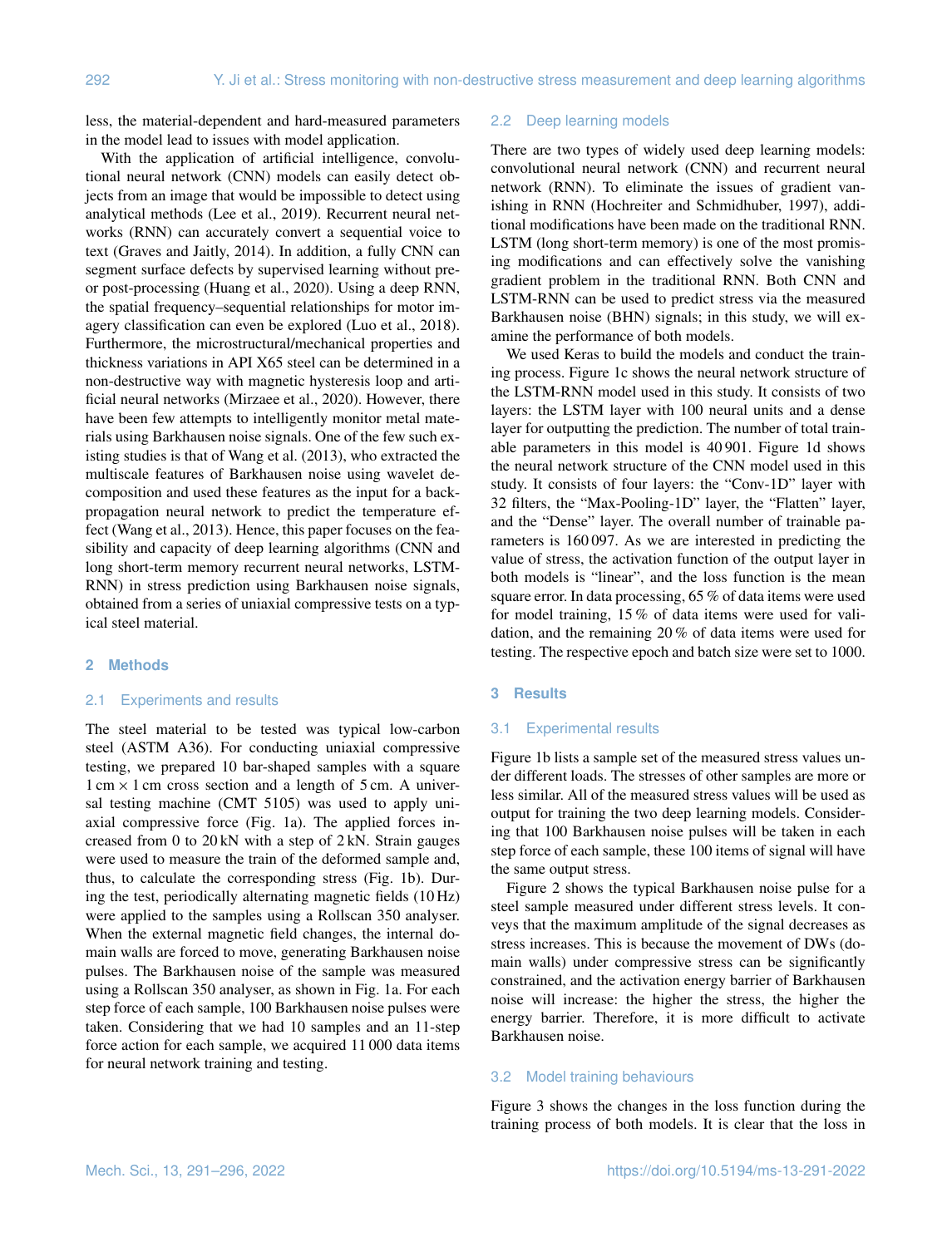less, the material-dependent and hard-measured parameters in the model lead to issues with model application.

With the application of artificial intelligence, convolutional neural network (CNN) models can easily detect objects from an image that would be impossible to detect using analytical methods (Lee et al., 2019). Recurrent neural networks (RNN) can accurately convert a sequential voice to text (Graves and Jaitly, 2014). In addition, a fully CNN can segment surface defects by supervised learning without pre- or post-processing (Huang et al., 2020). Using a deep RNN, the spatial frequency–sequential relationships for motor imagery classification can even be explored (Luo et al., 2018). Furthermore, the microstructural/mechanical properties and thickness variations in API X65 steel can be determined in a non-destructive way with magnetic hysteresis loop and artificial neural networks (Mirzaee et al., 2020). However, there have been few attempts to intelligently monitor metal materials using Barkhausen noise signals. One of the few such existing studies is that of Wang et al. (2013), who extracted the multiscale features of Barkhausen noise using wavelet decomposition and used these features as the input for a backpropagation neural network to predict the temperature effect (Wang et al., 2013). Hence, this paper focuses on the feasibility and capacity of deep learning algorithms (CNN and long short-term memory recurrent neural networks, LSTM-RNN) in stress prediction using Barkhausen noise signals, obtained from a series of uniaxial compressive tests on a typical steel material.

## 2 Methods

### 2.1 Experiments and results

The steel material to be tested was typical low-carbon steel (ASTM A36). For conducting uniaxial compressive testing, we prepared 10 bar-shaped samples with a square 1 cm × 1 cm cross section and a length of 5 cm. A universal testing machine (CMT 5105) was used to apply uniaxial compressive force (Fig. 1a). The applied forces increased from 0 to 20 kN with a step of 2 kN. Strain gauges were used to measure the train of the deformed sample and, thus, to calculate the corresponding stress (Fig. 1b). During the test, periodically alternating magnetic fields (10 Hz) were applied to the samples using a Rollscan 350 analyser. When the external magnetic field changes, the internal domain walls are forced to move, generating Barkhausen noise pulses. The Barkhausen noise of the sample was measured using a Rollscan 350 analyser, as shown in Fig. 1a. For each step force of each sample, 100 Barkhausen noise pulses were taken. Considering that we had 10 samples and an 11-step force action for each sample, we acquired 11 000 data items for neural network training and testing.

### 2.2 Deep learning models

There are two types of widely used deep learning models: convolutional neural network (CNN) and recurrent neural network (RNN). To eliminate the issues of gradient vanishing in RNN (Hochreiter and Schmidhuber, 1997), additional modifications have been made on the traditional RNN. LSTM (long short-term memory) is one of the most promising modifications and can effectively solve the vanishing gradient problem in the traditional RNN. Both CNN and LSTM-RNN can be used to predict stress via the measured Barkhausen noise (BHN) signals; in this study, we will examine the performance of both models.

We used Keras to build the models and conduct the training process. Figure 1c shows the neural network structure of the LSTM-RNN model used in this study. It consists of two layers: the LSTM layer with 100 neural units and a dense layer for outputting the prediction. The number of total trainable parameters in this model is 40 901. Figure 1d shows the neural network structure of the CNN model used in this study. It consists of four layers: the "Conv-1D" layer with 32 filters, the "Max-Pooling-1D" layer, the "Flatten" layer, and the "Dense" layer. The overall number of trainable parameters is 160 097. As we are interested in predicting the value of stress, the activation function of the output layer in both models is "linear", and the loss function is the mean square error. In data processing, 65 % of data items were used for model training, 15 % of data items were used for validation, and the remaining 20 % of data items were used for testing. The respective epoch and batch size were set to 1000.

## 3 Results

### 3.1 Experimental results

Figure 1b lists a sample set of the measured stress values under different loads. The stresses of other samples are more or less similar. All of the measured stress values will be used as output for training the two deep learning models. Considering that 100 Barkhausen noise pulses will be taken in each step force of each sample, these 100 items of signal will have the same output stress.

Figure 2 shows the typical Barkhausen noise pulse for a steel sample measured under different stress levels. It conveys that the maximum amplitude of the signal decreases as stress increases. This is because the movement of DWs (domain walls) under compressive stress can be significantly constrained, and the activation energy barrier of Barkhausen noise will increase: the higher the stress, the higher the energy barrier. Therefore, it is more difficult to activate Barkhausen noise.

### 3.2 Model training behaviours

Figure 3 shows the changes in the loss function during the training process of both models. It is clear that the loss in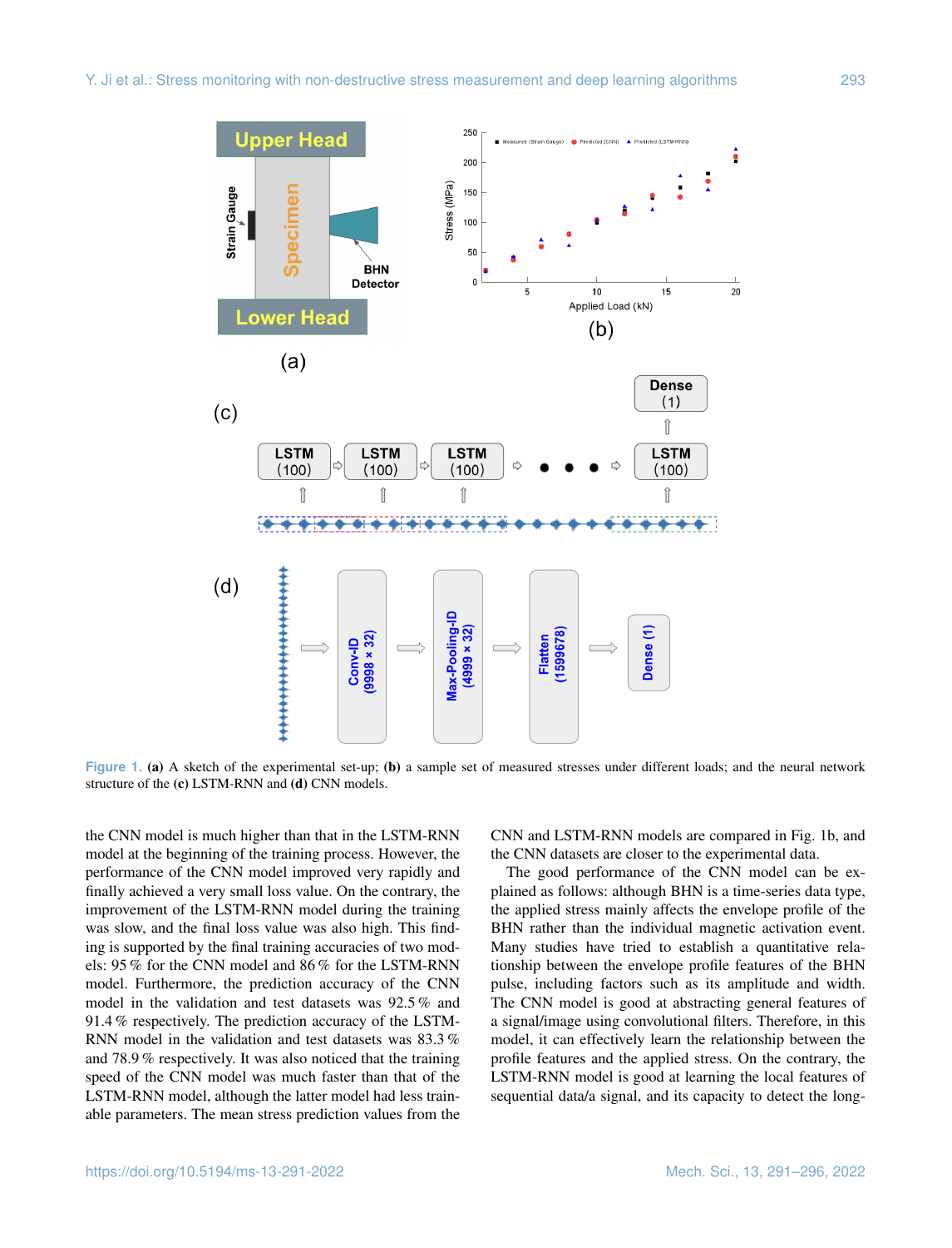Figure 1. **(a)** A sketch of the experimental set-up; **(b)** a sample set of measured stresses under different loads; and the neural network structure of the **(c)** LSTM-RNN and **(d)** CNN models.

the CNN model is much higher than that in the LSTM-RNN model at the beginning of the training process. However, the performance of the CNN model improved very rapidly and finally achieved a very small loss value. On the contrary, the improvement of the LSTM-RNN model during the training was slow, and the final loss value was also high. This finding is supported by the final training accuracies of two models: 95 % for the CNN model and 86 % for the LSTM-RNN model. Furthermore, the prediction accuracy of the CNN model in the validation and test datasets was 92.5 % and 91.4 % respectively. The prediction accuracy of the LSTM-RNN model in the validation and test datasets was 83.3 % and 78.9 % respectively. It was also noticed that the training speed of the CNN model was much faster than that of the LSTM-RNN model, although the latter model had less trainable parameters. The mean stress prediction values from the CNN and LSTM-RNN models are compared in Fig. 1b, and the CNN datasets are closer to the experimental data.

The good performance of the CNN model can be explained as follows: although BHN is a time-series data type, the applied stress mainly affects the envelope profile of the BHN rather than the individual magnetic activation event. Many studies have tried to establish a quantitative relationship between the envelope profile features of the BHN pulse, including factors such as its amplitude and width. The CNN model is good at abstracting general features of a signal/image using convolutional filters. Therefore, in this model, it can effectively learn the relationship between the profile features and the applied stress. On the contrary, the LSTM-RNN model is good at learning the local features of sequential data/a signal, and its capacity to detect the long-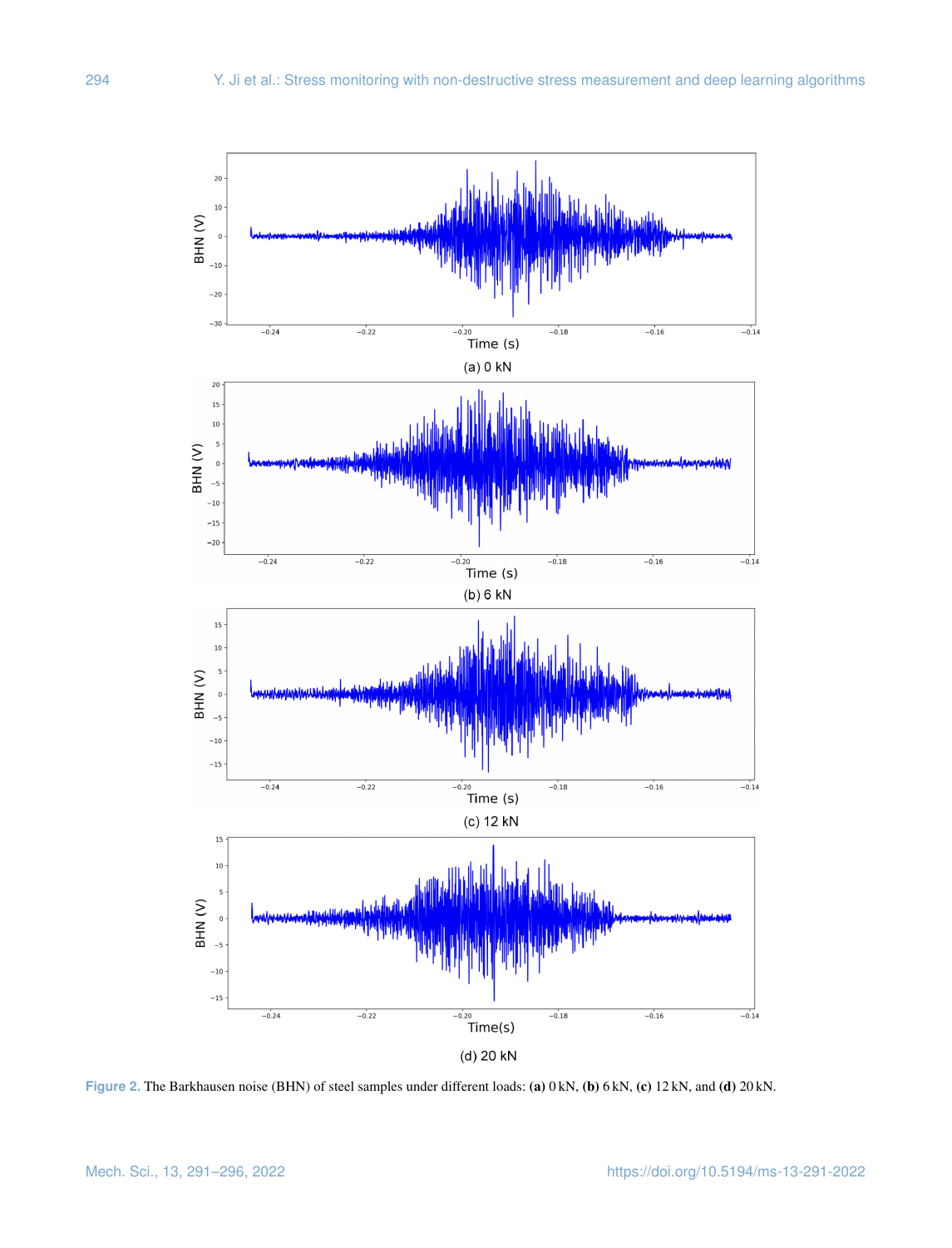(a) 0 kN

(b) 6 kN

(c) 12 kN

(d) 20 kN

**Figure 2.** The Barkhausen noise (BHN) of steel samples under different loads: **(a)** 0 kN, **(b)** 6 kN, **(c)** 12 kN, and **(d)** 20 kN.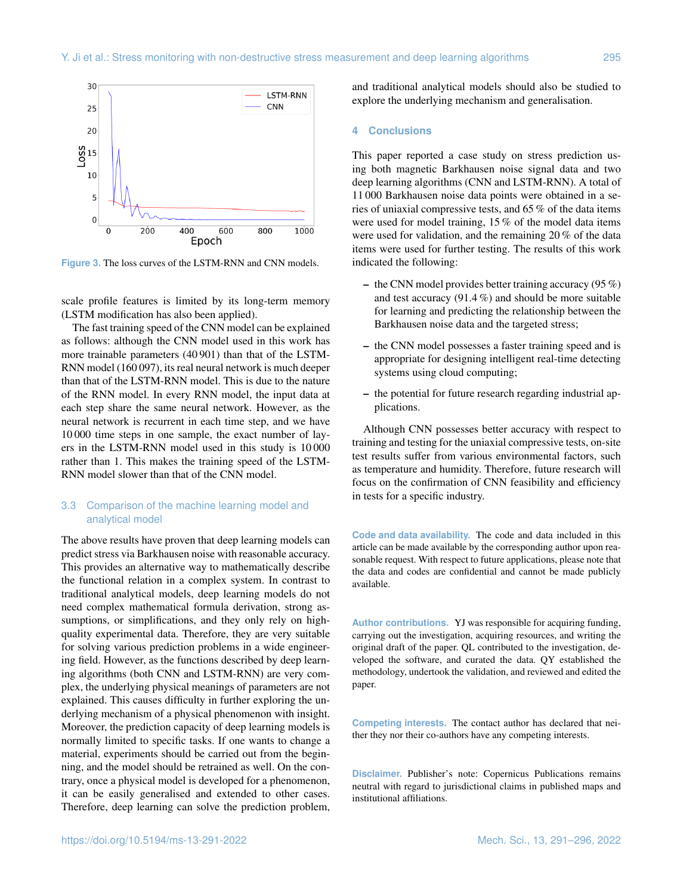Figure 3. The loss curves of the LSTM-RNN and CNN models.

scale profile features is limited by its long-term memory (LSTM modification has also been applied).

The fast training speed of the CNN model can be explained as follows: although the CNN model used in this work has more trainable parameters (40 901) than that of the LSTM-RNN model (160 097), its real neural network is much deeper than that of the LSTM-RNN model. This is due to the nature of the RNN model. In every RNN model, the input data at each step share the same neural network. However, as the neural network is recurrent in each time step, and we have 10 000 time steps in one sample, the exact number of layers in the LSTM-RNN model used in this study is 10 000 rather than 1. This makes the training speed of the LSTM-RNN model slower than that of the CNN model.

### 3.3 Comparison of the machine learning model and analytical model

The above results have proven that deep learning models can predict stress via Barkhausen noise with reasonable accuracy. This provides an alternative way to mathematically describe the functional relation in a complex system. In contrast to traditional analytical models, deep learning models do not need complex mathematical formula derivation, strong assumptions, or simplifications, and they only rely on high-quality experimental data. Therefore, they are very suitable for solving various prediction problems in a wide engineering field. However, as the functions described by deep learning algorithms (both CNN and LSTM-RNN) are very complex, the underlying physical meanings of parameters are not explained. This causes difficulty in further exploring the underlying mechanism of a physical phenomenon with insight. Moreover, the prediction capacity of deep learning models is normally limited to specific tasks. If one wants to change a material, experiments should be carried out from the beginning, and the model should be retrained as well. On the contrary, once a physical model is developed for a phenomenon, it can be easily generalised and extended to other cases. Therefore, deep learning can solve the prediction problem, and traditional analytical models should also be studied to explore the underlying mechanism and generalisation.

## 4 Conclusions

This paper reported a case study on stress prediction using both magnetic Barkhausen noise signal data and two deep learning algorithms (CNN and LSTM-RNN). A total of 11 000 Barkhausen noise data points were obtained in a series of uniaxial compressive tests, and 65 % of the data items were used for model training, 15 % of the model data items were used for validation, and the remaining 20 % of the data items were used for further testing. The results of this work indicated the following:

- the CNN model provides better training accuracy (95 %) and test accuracy (91.4 %) and should be more suitable for learning and predicting the relationship between the Barkhausen noise data and the targeted stress;
- the CNN model possesses a faster training speed and is appropriate for designing intelligent real-time detecting systems using cloud computing;
- the potential for future research regarding industrial applications.

Although CNN possesses better accuracy with respect to training and testing for the uniaxial compressive tests, on-site test results suffer from various environmental factors, such as temperature and humidity. Therefore, future research will focus on the confirmation of CNN feasibility and efficiency in tests for a specific industry.

**Code and data availability.** The code and data included in this article can be made available by the corresponding author upon reasonable request. With respect to future applications, please note that the data and codes are confidential and cannot be made publicly available.

**Author contributions.** YJ was responsible for acquiring funding, carrying out the investigation, acquiring resources, and writing the original draft of the paper. QL contributed to the investigation, developed the software, and curated the data. QY established the methodology, undertook the validation, and reviewed and edited the paper.

**Competing interests.** The contact author has declared that neither they nor their co-authors have any competing interests.

**Disclaimer.** Publisher's note: Copernicus Publications remains neutral with regard to jurisdictional claims in published maps and institutional affiliations.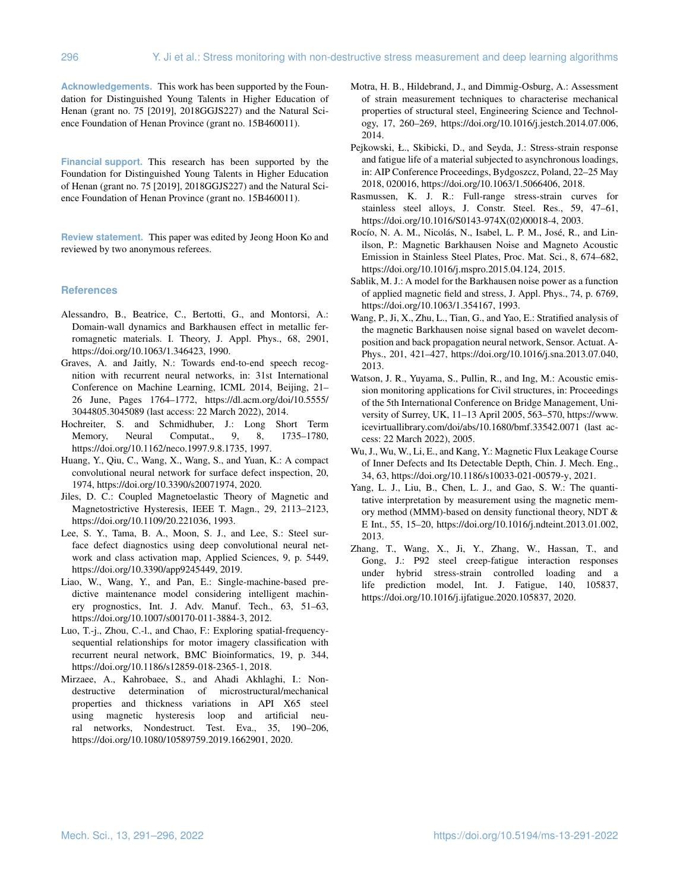**Acknowledgements.** This work has been supported by the Foundation for Distinguished Young Talents in Higher Education of Henan (grant no. 75 [2019], 2018GGJS227) and the Natural Science Foundation of Henan Province (grant no. 15B460011).

**Financial support.** This research has been supported by the Foundation for Distinguished Young Talents in Higher Education of Henan (grant no. 75 [2019], 2018GGJS227) and the Natural Science Foundation of Henan Province (grant no. 15B460011).

**Review statement.** This paper was edited by Jeong Hoon Ko and reviewed by two anonymous referees.

## References

Alessandro, B., Beatrice, C., Bertotti, G., and Montorsi, A.: Domain-wall dynamics and Barkhausen effect in metallic ferromagnetic materials. I. Theory, J. Appl. Phys., 68, 2901, https://doi.org/10.1063/1.346423, 1990.

Graves, A. and Jaitly, N.: Towards end-to-end speech recognition with recurrent neural networks, in: 31st International Conference on Machine Learning, ICML 2014, Beijing, 21–26 June, Pages 1764–1772, https://dl.acm.org/doi/10.5555/3044805.3045089 (last access: 22 March 2022), 2014.

Hochreiter, S. and Schmidhuber, J.: Long Short Term Memory, Neural Computat., 9, 8, 1735–1780, https://doi.org/10.1162/neco.1997.9.8.1735, 1997.

Huang, Y., Qiu, C., Wang, X., Wang, S., and Yuan, K.: A compact convolutional neural network for surface defect inspection, 20, 1974, https://doi.org/10.3390/s20071974, 2020.

Jiles, D. C.: Coupled Magnetoelastic Theory of Magnetic and Magnetostrictive Hysteresis, IEEE T. Magn., 29, 2113–2123, https://doi.org/10.1109/20.221036, 1993.

Lee, S. Y., Tama, B. A., Moon, S. J., and Lee, S.: Steel surface defect diagnostics using deep convolutional neural network and class activation map, Applied Sciences, 9, p. 5449, https://doi.org/10.3390/app9245449, 2019.

Liao, W., Wang, Y., and Pan, E.: Single-machine-based predictive maintenance model considering intelligent machinery prognostics, Int. J. Adv. Manuf. Tech., 63, 51–63, https://doi.org/10.1007/s00170-011-3884-3, 2012.

Luo, T.-j., Zhou, C.-l., and Chao, F.: Exploring spatial-frequency-sequential relationships for motor imagery classification with recurrent neural network, BMC Bioinformatics, 19, p. 344, https://doi.org/10.1186/s12859-018-2365-1, 2018.

Mirzaee, A., Kahrobaee, S., and Ahadi Akhlaghi, I.: Non-destructive determination of microstructural/mechanical properties and thickness variations in API X65 steel using magnetic hysteresis loop and artificial neural networks, Nondestruct. Test. Eva., 35, 190–206, https://doi.org/10.1080/10589759.2019.1662901, 2020.

Motra, H. B., Hildebrand, J., and Dimmig-Osburg, A.: Assessment of strain measurement techniques to characterise mechanical properties of structural steel, Engineering Science and Technology, 17, 260–269, https://doi.org/10.1016/j.jestch.2014.07.006, 2014.

Pejkowski, Ł., Skibicki, D., and Seyda, J.: Stress-strain response and fatigue life of a material subjected to asynchronous loadings, in: AIP Conference Proceedings, Bydgoszcz, Poland, 22–25 May 2018, 020016, https://doi.org/10.1063/1.5066406, 2018.

Rasmussen, K. J. R.: Full-range stress-strain curves for stainless steel alloys, J. Constr. Steel. Res., 59, 47–61, https://doi.org/10.1016/S0143-974X(02)00018-4, 2003.

Rocío, N. A. M., Nicolás, N., Isabel, L. P. M., José, R., and Linilson, P.: Magnetic Barkhausen Noise and Magneto Acoustic Emission in Stainless Steel Plates, Proc. Mat. Sci., 8, 674–682, https://doi.org/10.1016/j.mspro.2015.04.124, 2015.

Sablik, M. J.: A model for the Barkhausen noise power as a function of applied magnetic field and stress, J. Appl. Phys., 74, p. 6769, https://doi.org/10.1063/1.354167, 1993.

Wang, P., Ji, X., Zhu, L., Tian, G., and Yao, E.: Stratified analysis of the magnetic Barkhausen noise signal based on wavelet decomposition and back propagation neural network, Sensor. Actuat. A-Phys., 201, 421–427, https://doi.org/10.1016/j.sna.2013.07.040, 2013.

Watson, J. R., Yuyama, S., Pullin, R., and Ing, M.: Acoustic emission monitoring applications for Civil structures, in: Proceedings of the 5th International Conference on Bridge Management, University of Surrey, UK, 11–13 April 2005, 563–570, https://www.icevirtuallibrary.com/doi/abs/10.1680/bmf.33542.0071 (last access: 22 March 2022), 2005.

Wu, J., Wu, W., Li, E., and Kang, Y.: Magnetic Flux Leakage Course of Inner Defects and Its Detectable Depth, Chin. J. Mech. Eng., 34, 63, https://doi.org/10.1186/s10033-021-00579-y, 2021.

Yang, L. J., Liu, B., Chen, L. J., and Gao, S. W.: The quantitative interpretation by measurement using the magnetic memory method (MMM)-based on density functional theory, NDT & E Int., 55, 15–20, https://doi.org/10.1016/j.ndteint.2013.01.002, 2013.

Zhang, T., Wang, X., Ji, Y., Zhang, W., Hassan, T., and Gong, J.: P92 steel creep-fatigue interaction responses under hybrid stress-strain controlled loading and a life prediction model, Int. J. Fatigue, 140, 105837, https://doi.org/10.1016/j.ijfatigue.2020.105837, 2020.